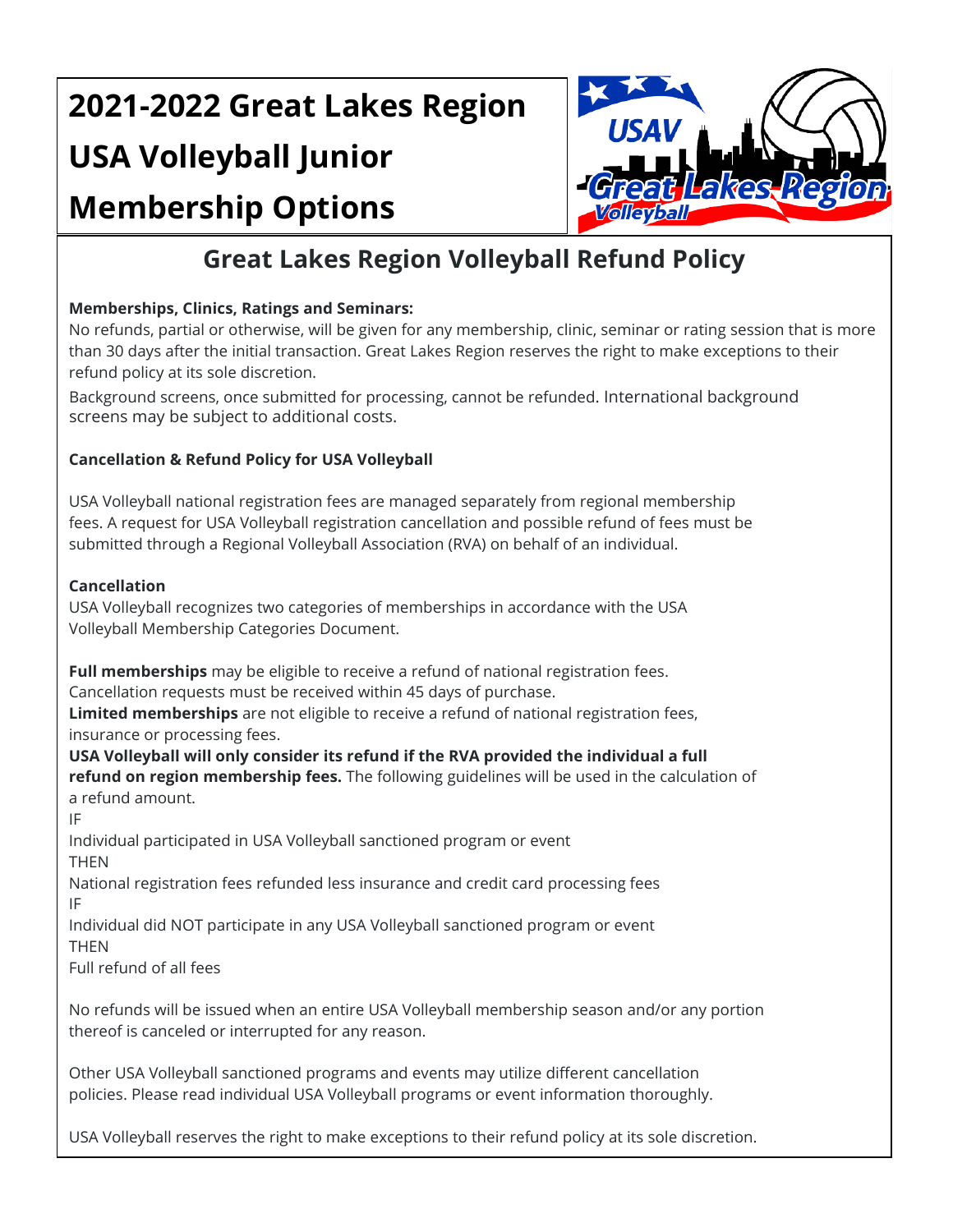# 2021-2022 Great Lakes Region USA Volleyball Junior Membership Options

## Great Lakes Region Volleyball Refund Policy

**Memberships, Clinics, Ratings and Seminars:**

No refunds, partial or otherwise, will be given for any membership, clinic, seminar or rating session that is more than 30 days after the initial transaction. Great Lakes Region reserves the right to make exceptions to their refund policy at its sole discretion.

Background screens, once submitted for processing, cannot be refunded. International background screens may be subject to additional costs.

**Cancellation & Refund Policy for USA Volleyball**

USA Volleyball national registration fees are managed separately from regional membership fees. A request for USA Volleyball registration cancellation and possible refund of fees must be submitted through a Regional Volleyball Association (RVA) on behalf of an individual.

**Cancellation**

USA Volleyball recognizes two categories of memberships in accordance with the USA Volleyball Membership Categories Document.

**Full memberships** may be eligible to receive a refund of national registration fees. Cancellation requests must be received within 45 days of purchase.

**Limited memberships** are not eligible to receive a refund of national registration fees, insurance or processing fees.

**USA Volleyball will only consider its refund if the RVA provided the individual a full refund on region membership fees.** The following guidelines will be used in the calculation of a refund amount.

IF

Individual participated in USA Volleyball sanctioned program or event

THEN

National registration fees refunded less insurance and credit card processing fees

IF

Individual did NOT participate in any USA Volleyball sanctioned program or event

THEN

Full refund of all fees

No refunds will be issued when an entire USA Volleyball membership season and/or any portion thereof is canceled or interrupted for any reason.

Other USA Volleyball sanctioned programs and events may utilize different cancellation policies. Please read individual USA Volleyball programs or event information thoroughly.

USA Volleyball reserves the right to make exceptions to their refund policy at its sole discretion.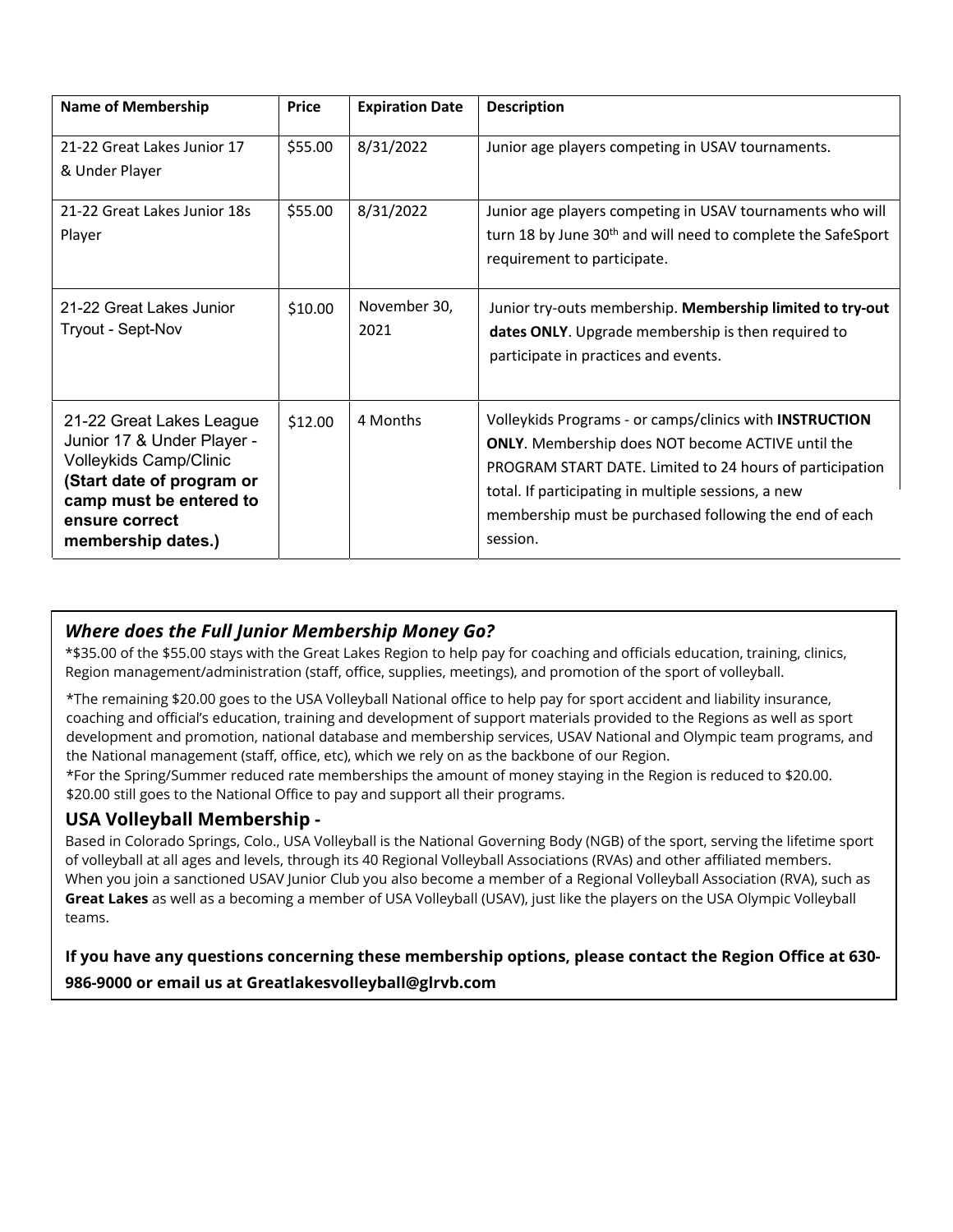| Name of Membership | Price | Expiration Date | Description |
| --- | --- | --- | --- |
| 21-22 Great Lakes Junior 17 & Under Player | $55.00 | 8/31/2022 | Junior age players competing in USAV tournaments. |
| 21-22 Great Lakes Junior 18s Player | $55.00 | 8/31/2022 | Junior age players competing in USAV tournaments who will turn 18 by June 30th and will need to complete the SafeSport requirement to participate. |
| 21-22 Great Lakes Junior Tryout - Sept-Nov | $10.00 | November 30, 2021 | Junior try-outs membership. **Membership limited to try-out dates ONLY**. Upgrade membership is then required to participate in practices and events. |
| 21-22 Great Lakes League Junior 17 & Under Player - Volleykids Camp/Clinic **(Start date of program or camp must be entered to ensure correct membership dates.)** | $12.00 | 4 Months | Volleykids Programs - or camps/clinics with **INSTRUCTION ONLY**. Membership does NOT become ACTIVE until the PROGRAM START DATE. Limited to 24 hours of participation total. If participating in multiple sessions, a new membership must be purchased following the end of each session. |

### *Where does the Full Junior Membership Money Go?*

*$35.00 of the $55.00 stays with the Great Lakes Region to help pay for coaching and officials education, training, clinics, Region management/administration (staff, office, supplies, meetings), and promotion of the sport of volleyball.

*The remaining $20.00 goes to the USA Volleyball National office to help pay for sport accident and liability insurance, coaching and official's education, training and development of support materials provided to the Regions as well as sport development and promotion, national database and membership services, USAV National and Olympic team programs, and the National management (staff, office, etc), which we rely on as the backbone of our Region.

*For the Spring/Summer reduced rate memberships the amount of money staying in the Region is reduced to $20.00. $20.00 still goes to the National Office to pay and support all their programs.

### USA Volleyball Membership -

Based in Colorado Springs, Colo., USA Volleyball is the National Governing Body (NGB) of the sport, serving the lifetime sport of volleyball at all ages and levels, through its 40 Regional Volleyball Associations (RVAs) and other affiliated members. When you join a sanctioned USAV Junior Club you also become a member of a Regional Volleyball Association (RVA), such as **Great Lakes** as well as a becoming a member of USA Volleyball (USAV), just like the players on the USA Olympic Volleyball teams.

**If you have any questions concerning these membership options, please contact the Region Office at 630-986-9000 or email us at Greatlakesvolleyball@glrvb.com**